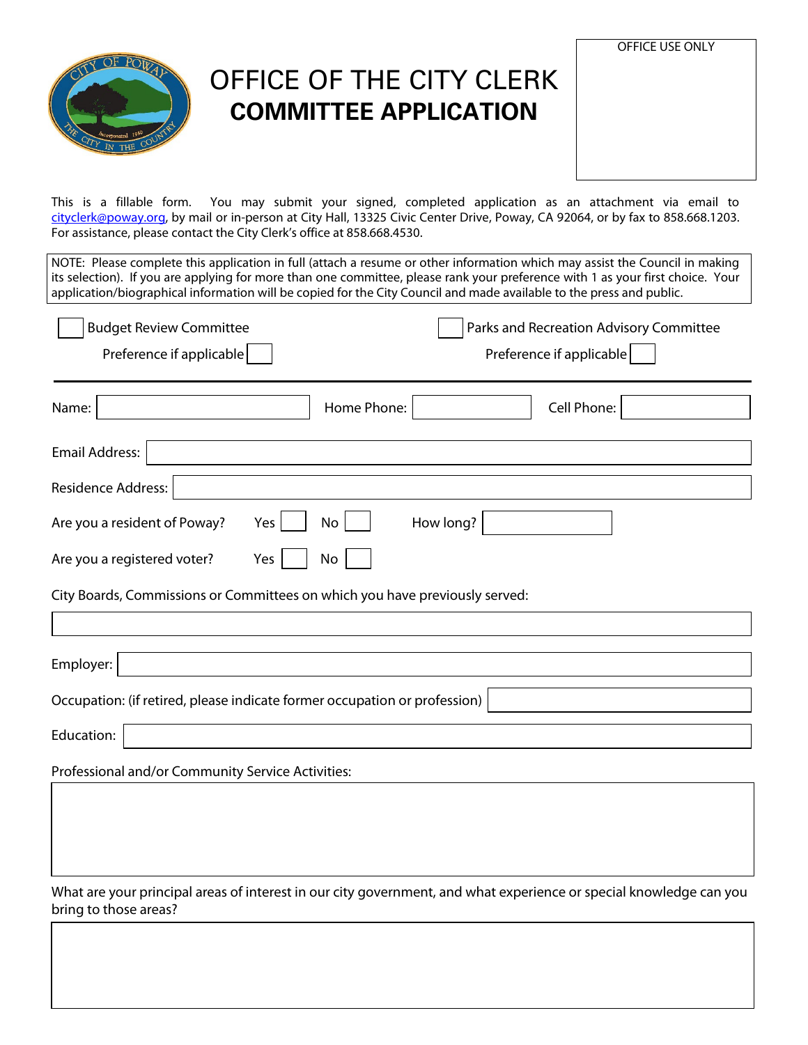OFFICE USE ONLY

# OFFICE OF THE CITY CLERK
## COMMITTEE APPLICATION

This is a fillable form. You may submit your signed, completed application as an attachment via email to cityclerk@poway.org, by mail or in-person at City Hall, 13325 Civic Center Drive, Poway, CA 92064, or by fax to 858.668.1203. For assistance, please contact the City Clerk's office at 858.668.4530.

NOTE: Please complete this application in full (attach a resume or other information which may assist the Council in making its selection). If you are applying for more than one committee, please rank your preference with 1 as your first choice. Your application/biographical information will be copied for the City Council and made available to the press and public.

☐ Budget Review Committee
Preference if applicable ☐

☐ Parks and Recreation Advisory Committee
Preference if applicable ☐

---

Name: ________ Home Phone: ________ Cell Phone: ________

Email Address: ________

Residence Address: ________

Are you a resident of Poway? Yes ☐ No ☐ How long? ________

Are you a registered voter? Yes ☐ No ☐

City Boards, Commissions or Committees on which you have previously served:

________

Employer: ________

Occupation: (if retired, please indicate former occupation or profession) ________

Education: ________

Professional and/or Community Service Activities:

________

What are your principal areas of interest in our city government, and what experience or special knowledge can you bring to those areas?

________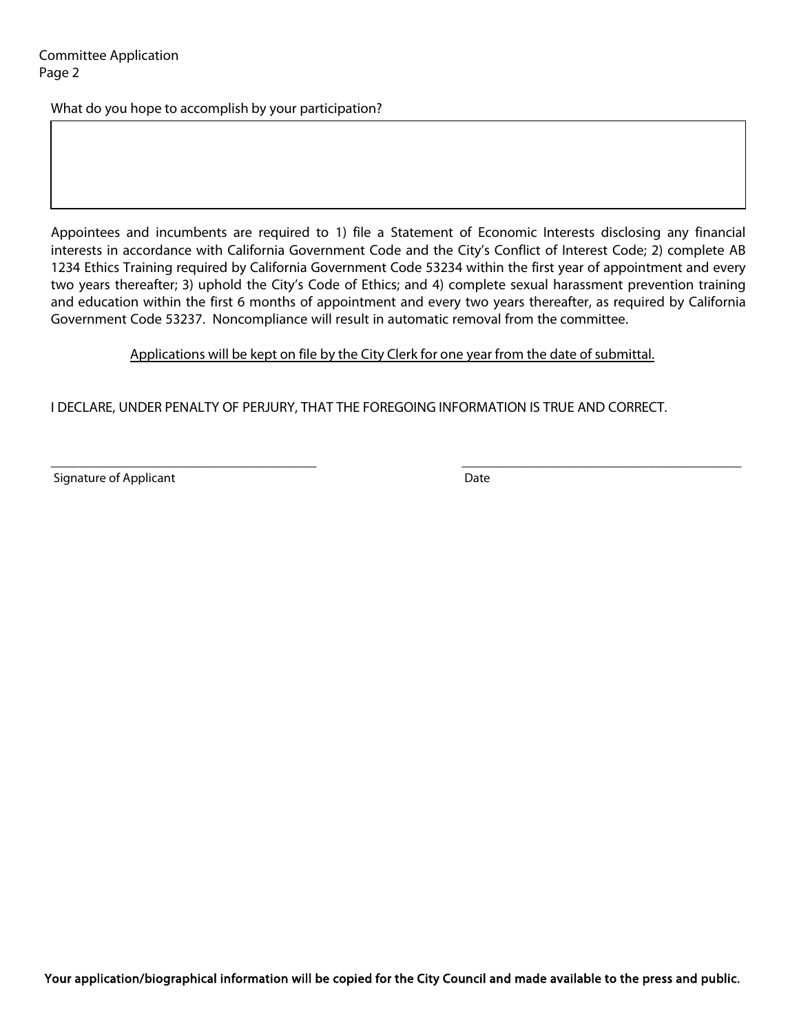What do you hope to accomplish by your participation?

Appointees and incumbents are required to 1) file a Statement of Economic Interests disclosing any financial interests in accordance with California Government Code and the City's Conflict of Interest Code; 2) complete AB 1234 Ethics Training required by California Government Code 53234 within the first year of appointment and every two years thereafter; 3) uphold the City's Code of Ethics; and 4) complete sexual harassment prevention training and education within the first 6 months of appointment and every two years thereafter, as required by California Government Code 53237. Noncompliance will result in automatic removal from the committee.

<u>Applications will be kept on file by the City Clerk for one year from the date of submittal.</u>

I DECLARE, UNDER PENALTY OF PERJURY, THAT THE FOREGOING INFORMATION IS TRUE AND CORRECT.

_________________________________________ _________________________________________

Signature of Applicant Date

**Your application/biographical information will be copied for the City Council and made available to the press and public.**